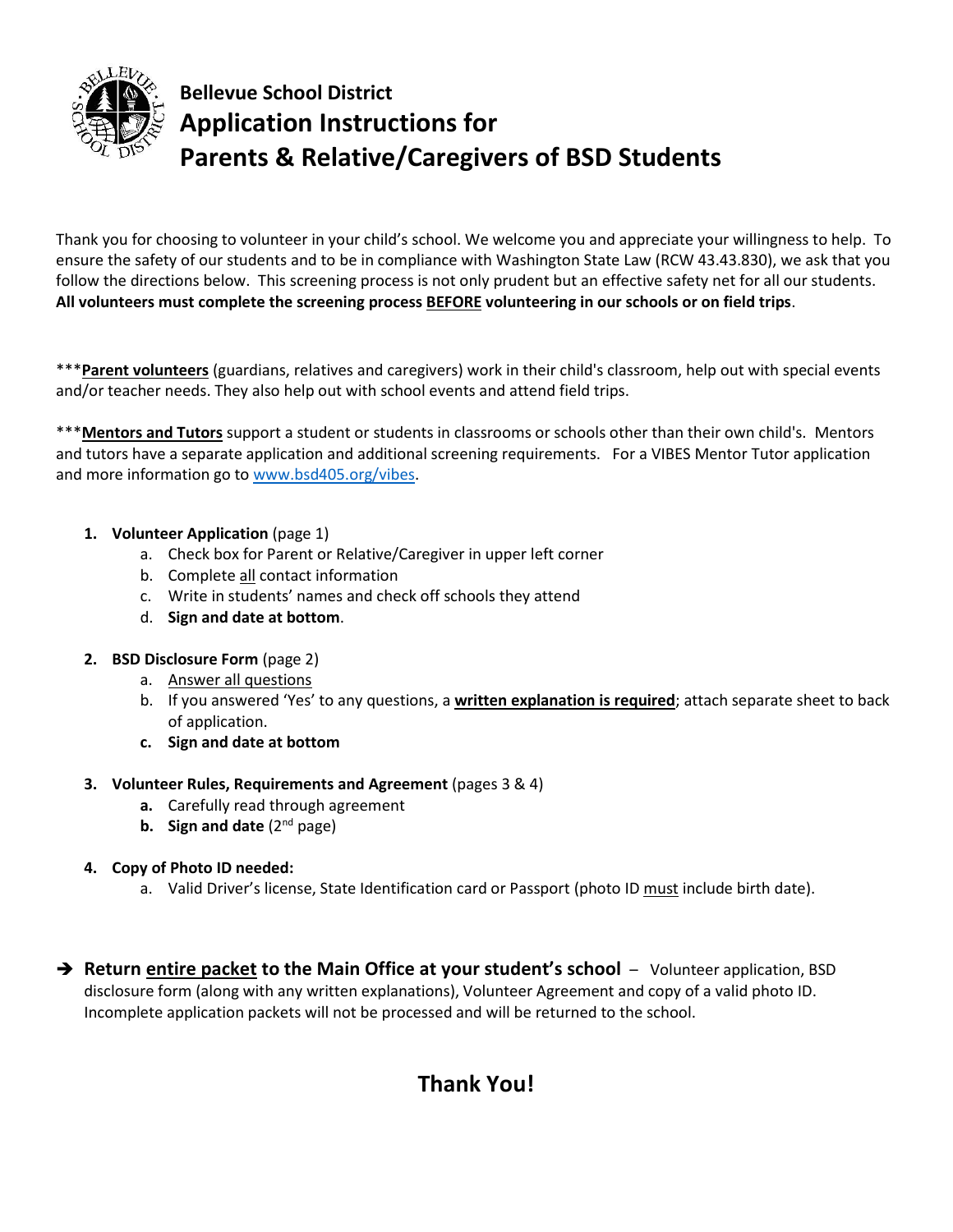# Bellevue School District
# Application Instructions for Parents & Relative/Caregivers of BSD Students

Thank you for choosing to volunteer in your child's school. We welcome you and appreciate your willingness to help. To ensure the safety of our students and to be in compliance with Washington State Law (RCW 43.43.830), we ask that you follow the directions below. This screening process is not only prudent but an effective safety net for all our students. **All volunteers must complete the screening process BEFORE volunteering in our schools or on field trips**.

***__**Parent volunteers**__ (guardians, relatives and caregivers) work in their child's classroom, help out with special events and/or teacher needs. They also help out with school events and attend field trips.

***__**Mentors and Tutors**__ support a student or students in classrooms or schools other than their own child's. Mentors and tutors have a separate application and additional screening requirements. For a VIBES Mentor Tutor application and more information go to www.bsd405.org/vibes.

1. **Volunteer Application** (page 1)
   a. Check box for Parent or Relative/Caregiver in upper left corner
   b. Complete all contact information
   c. Write in students' names and check off schools they attend
   d. **Sign and date at bottom**.

2. **BSD Disclosure Form** (page 2)
   a. Answer all questions
   b. If you answered 'Yes' to any questions, a **written explanation is required**; attach separate sheet to back of application.
   c. **Sign and date at bottom**

3. **Volunteer Rules, Requirements and Agreement** (pages 3 & 4)
   a. Carefully read through agreement
   b. **Sign and date** (2nd page)

4. **Copy of Photo ID needed:**
   a. Valid Driver's license, State Identification card or Passport (photo ID must include birth date).

➔ **Return entire packet to the Main Office at your student's school** – Volunteer application, BSD disclosure form (along with any written explanations), Volunteer Agreement and copy of a valid photo ID. Incomplete application packets will not be processed and will be returned to the school.

## Thank You!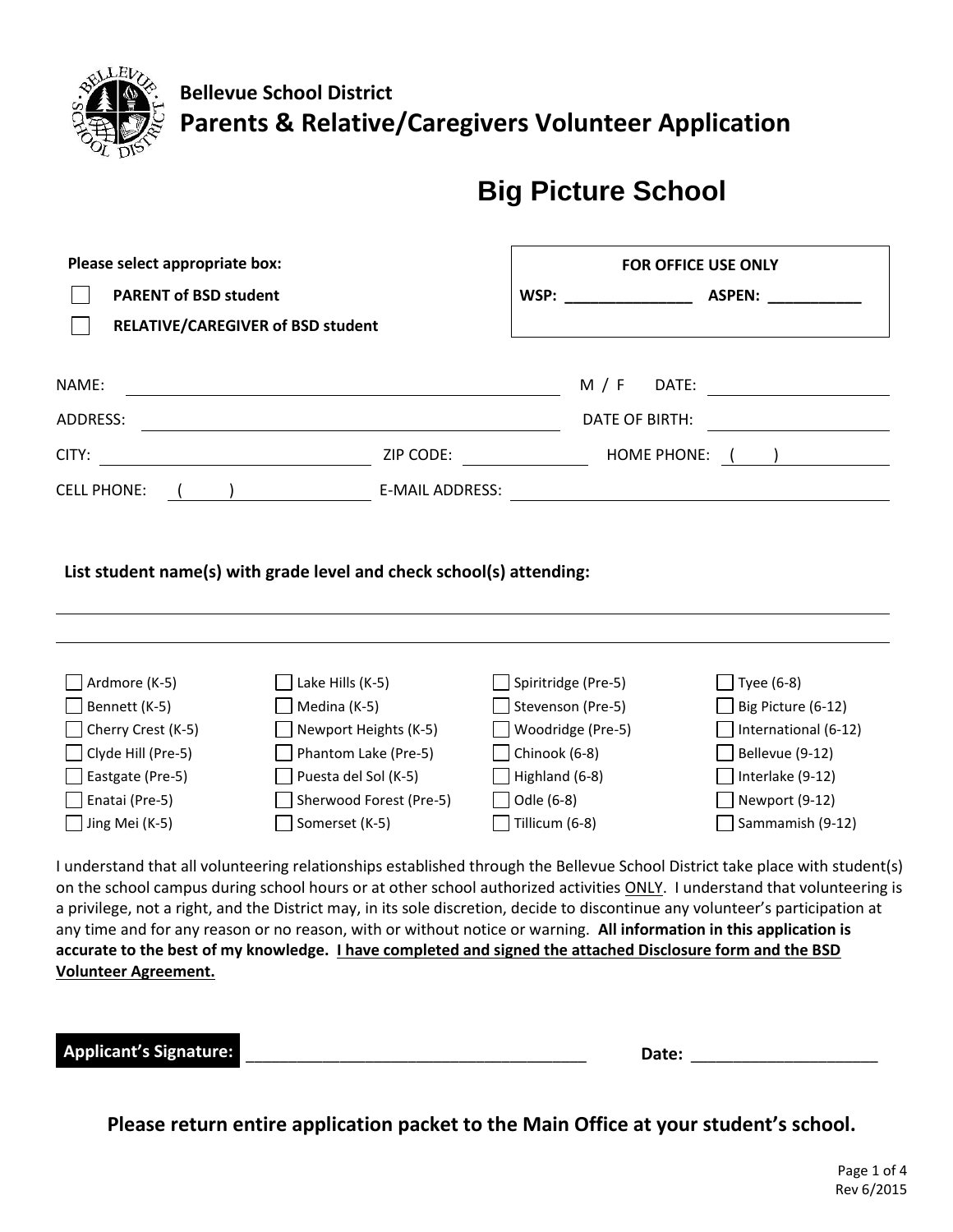**Bellevue School District**

# Parents & Relative/Caregivers Volunteer Application

## Big Picture School

**Please select appropriate box:**

☐ **PARENT of BSD student**

☐ **RELATIVE/CAREGIVER of BSD student**

| **FOR OFFICE USE ONLY** |
|---|
| **WSP:** _______________ **ASPEN:** ___________ |

NAME: ______________________________ M / F DATE: ______________

ADDRESS: ______________________________ DATE OF BIRTH: ______________

CITY: ____________________ ZIP CODE: __________ HOME PHONE: ( ) __________

CELL PHONE: ( ) __________ E-MAIL ADDRESS: ______________________________

**List student name(s) with grade level and check school(s) attending:**

______________________________________________________________________

______________________________________________________________________

| | | | |
|---|---|---|---|
| ☐ Ardmore (K-5) | ☐ Lake Hills (K-5) | ☐ Spiritridge (Pre-5) | ☐ Tyee (6-8) |
| ☐ Bennett (K-5) | ☐ Medina (K-5) | ☐ Stevenson (Pre-5) | ☐ Big Picture (6-12) |
| ☐ Cherry Crest (K-5) | ☐ Newport Heights (K-5) | ☐ Woodridge (Pre-5) | ☐ International (6-12) |
| ☐ Clyde Hill (Pre-5) | ☐ Phantom Lake (Pre-5) | ☐ Chinook (6-8) | ☐ Bellevue (9-12) |
| ☐ Eastgate (Pre-5) | ☐ Puesta del Sol (K-5) | ☐ Highland (6-8) | ☐ Interlake (9-12) |
| ☐ Enatai (Pre-5) | ☐ Sherwood Forest (Pre-5) | ☐ Odle (6-8) | ☐ Newport (9-12) |
| ☐ Jing Mei (K-5) | ☐ Somerset (K-5) | ☐ Tillicum (6-8) | ☐ Sammamish (9-12) |

I understand that all volunteering relationships established through the Bellevue School District take place with student(s) on the school campus during school hours or at other school authorized activities ONLY. I understand that volunteering is a privilege, not a right, and the District may, in its sole discretion, decide to discontinue any volunteer's participation at any time and for any reason or no reason, with or without notice or warning. **All information in this application is accurate to the best of my knowledge. I have completed and signed the attached Disclosure form and the BSD Volunteer Agreement.**

**Applicant's Signature:** ______________________________________ **Date:** _____________________

**Please return entire application packet to the Main Office at your student's school.**

Rev 6/2015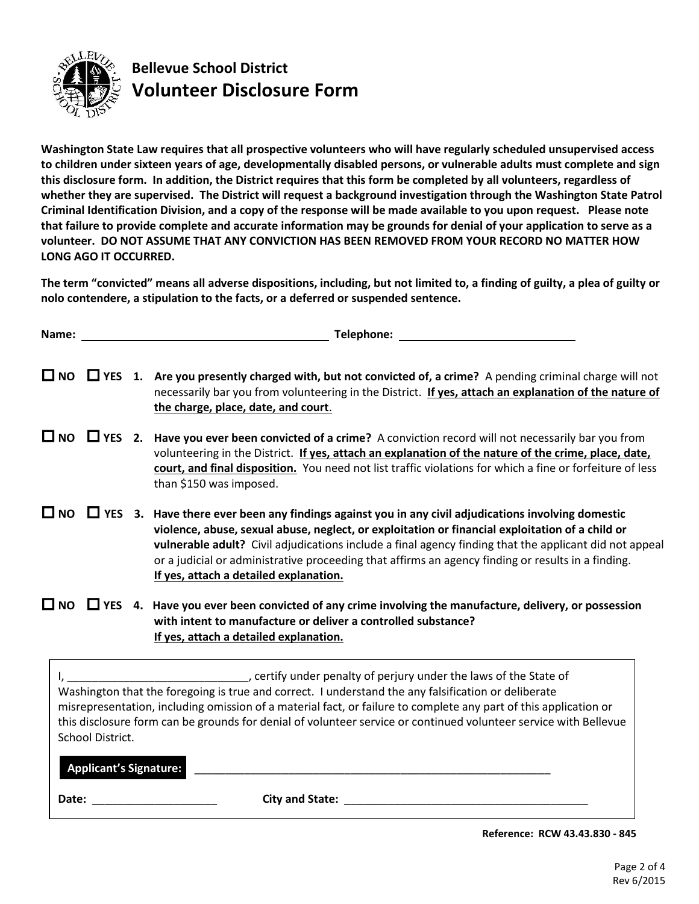# Bellevue School District
## Volunteer Disclosure Form

**Washington State Law requires that all prospective volunteers who will have regularly scheduled unsupervised access to children under sixteen years of age, developmentally disabled persons, or vulnerable adults must complete and sign this disclosure form. In addition, the District requires that this form be completed by all volunteers, regardless of whether they are supervised. The District will request a background investigation through the Washington State Patrol Criminal Identification Division, and a copy of the response will be made available to you upon request. Please note that failure to provide complete and accurate information may be grounds for denial of your application to serve as a volunteer. DO NOT ASSUME THAT ANY CONVICTION HAS BEEN REMOVED FROM YOUR RECORD NO MATTER HOW LONG AGO IT OCCURRED.**

**The term "convicted" means all adverse dispositions, including, but not limited to, a finding of guilty, a plea of guilty or nolo contendere, a stipulation to the facts, or a deferred or suspended sentence.**

**Name:** ________________________________________ **Telephone:** ____________________________

☐ **NO** ☐ **YES** **1. Are you presently charged with, but not convicted of, a crime?** A pending criminal charge will not necessarily bar you from volunteering in the District. **If yes, attach an explanation of the nature of the charge, place, date, and court**.

☐ **NO** ☐ **YES** **2. Have you ever been convicted of a crime?** A conviction record will not necessarily bar you from volunteering in the District. **If yes, attach an explanation of the nature of the crime, place, date, court, and final disposition.** You need not list traffic violations for which a fine or forfeiture of less than $150 was imposed.

☐ **NO** ☐ **YES** **3. Have there ever been any findings against you in any civil adjudications involving domestic violence, abuse, sexual abuse, neglect, or exploitation or financial exploitation of a child or vulnerable adult?** Civil adjudications include a final agency finding that the applicant did not appeal or a judicial or administrative proceeding that affirms an agency finding or results in a finding. **If yes, attach a detailed explanation.**

☐ **NO** ☐ **YES** **4. Have you ever been convicted of any crime involving the manufacture, delivery, or possession with intent to manufacture or deliver a controlled substance? If yes, attach a detailed explanation.**

I, _____________________________, certify under penalty of perjury under the laws of the State of Washington that the foregoing is true and correct. I understand the any falsification or deliberate misrepresentation, including omission of a material fact, or failure to complete any part of this application or this disclosure form can be grounds for denial of volunteer service or continued volunteer service with Bellevue School District.

**Applicant's Signature:** ____________________________________________________________

**Date:** ____________________ **City and State:** ________________________________________

**Reference: RCW 43.43.830 - 845**

Rev 6/2015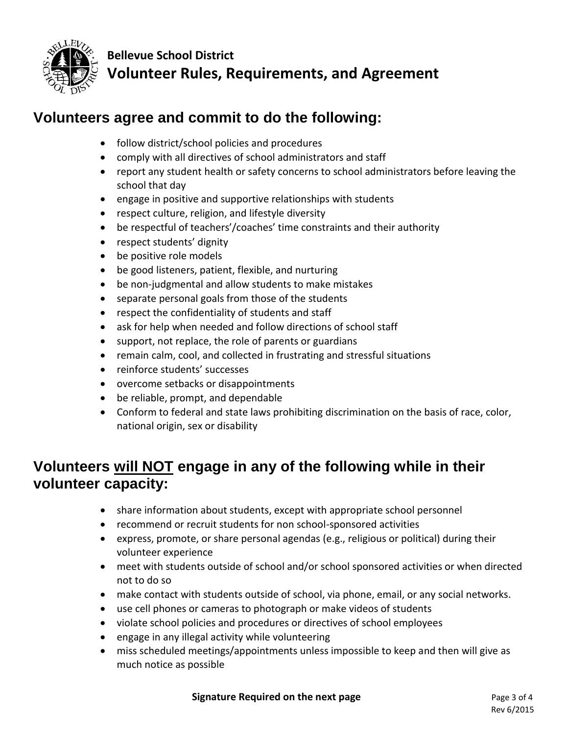**Bellevue School District**

# Volunteer Rules, Requirements, and Agreement

## Volunteers agree and commit to do the following:

- follow district/school policies and procedures
- comply with all directives of school administrators and staff
- report any student health or safety concerns to school administrators before leaving the school that day
- engage in positive and supportive relationships with students
- respect culture, religion, and lifestyle diversity
- be respectful of teachers'/coaches' time constraints and their authority
- respect students' dignity
- be positive role models
- be good listeners, patient, flexible, and nurturing
- be non-judgmental and allow students to make mistakes
- separate personal goals from those of the students
- respect the confidentiality of students and staff
- ask for help when needed and follow directions of school staff
- support, not replace, the role of parents or guardians
- remain calm, cool, and collected in frustrating and stressful situations
- reinforce students' successes
- overcome setbacks or disappointments
- be reliable, prompt, and dependable
- Conform to federal and state laws prohibiting discrimination on the basis of race, color, national origin, sex or disability

## Volunteers <u>will NOT</u> engage in any of the following while in their volunteer capacity:

- share information about students, except with appropriate school personnel
- recommend or recruit students for non school-sponsored activities
- express, promote, or share personal agendas (e.g., religious or political) during their volunteer experience
- meet with students outside of school and/or school sponsored activities or when directed not to do so
- make contact with students outside of school, via phone, email, or any social networks.
- use cell phones or cameras to photograph or make videos of students
- violate school policies and procedures or directives of school employees
- engage in any illegal activity while volunteering
- miss scheduled meetings/appointments unless impossible to keep and then will give as much notice as possible

**Signature Required on the next page**

Rev 6/2015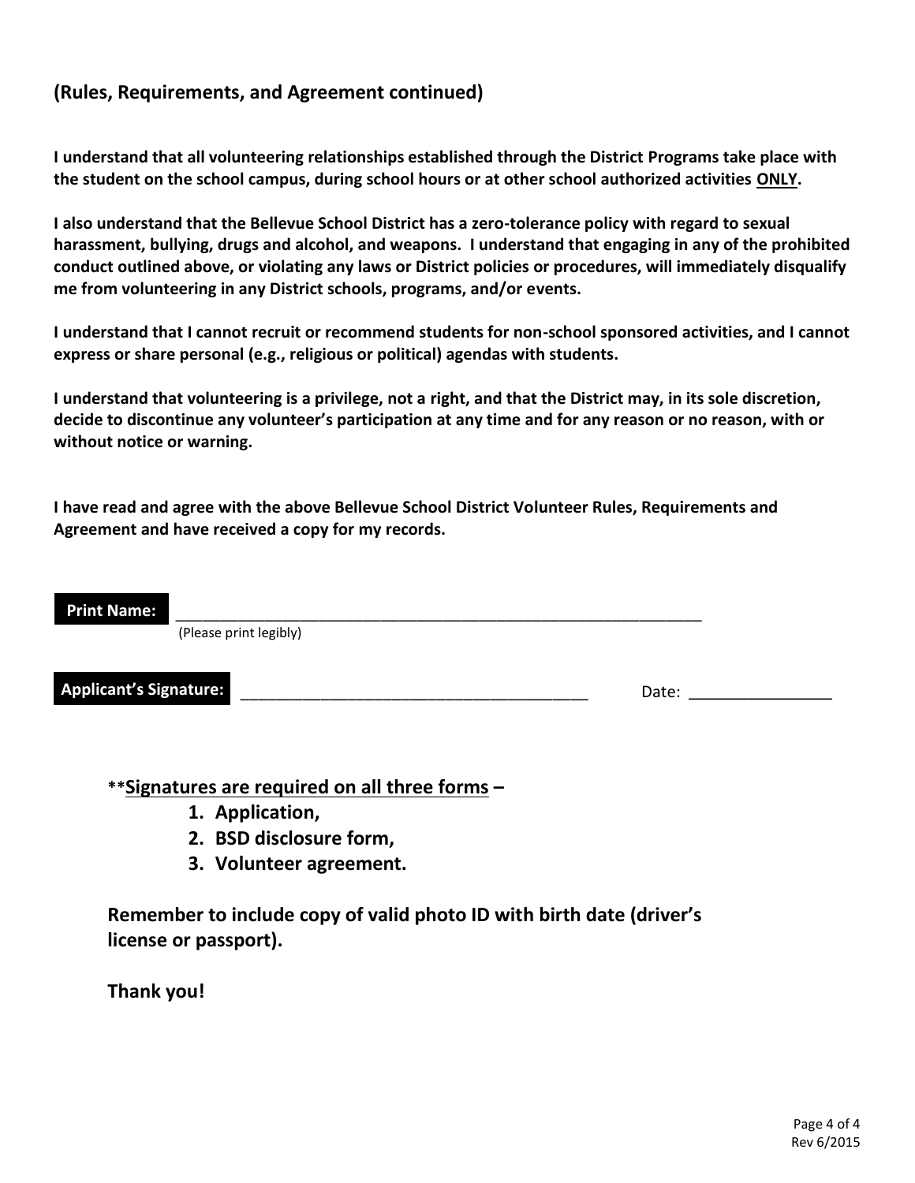## (Rules, Requirements, and Agreement continued)

**I understand that all volunteering relationships established through the District Programs take place with the student on the school campus, during school hours or at other school authorized activities <u>ONLY</u>.**

**I also understand that the Bellevue School District has a zero-tolerance policy with regard to sexual harassment, bullying, drugs and alcohol, and weapons. I understand that engaging in any of the prohibited conduct outlined above, or violating any laws or District policies or procedures, will immediately disqualify me from volunteering in any District schools, programs, and/or events.**

**I understand that I cannot recruit or recommend students for non-school sponsored activities, and I cannot express or share personal (e.g., religious or political) agendas with students.**

**I understand that volunteering is a privilege, not a right, and that the District may, in its sole discretion, decide to discontinue any volunteer's participation at any time and for any reason or no reason, with or without notice or warning.**

**I have read and agree with the above Bellevue School District Volunteer Rules, Requirements and Agreement and have received a copy for my records.**

**Print Name:** ______________________________________________________________
(Please print legibly)

**Applicant's Signature:** ______________________________________ Date: ________________

**\*\*<u>Signatures are required on all three forms</u> –**

1. **Application,**
2. **BSD disclosure form,**
3. **Volunteer agreement.**

**Remember to include copy of valid photo ID with birth date (driver's license or passport).**

**Thank you!**

Rev 6/2015